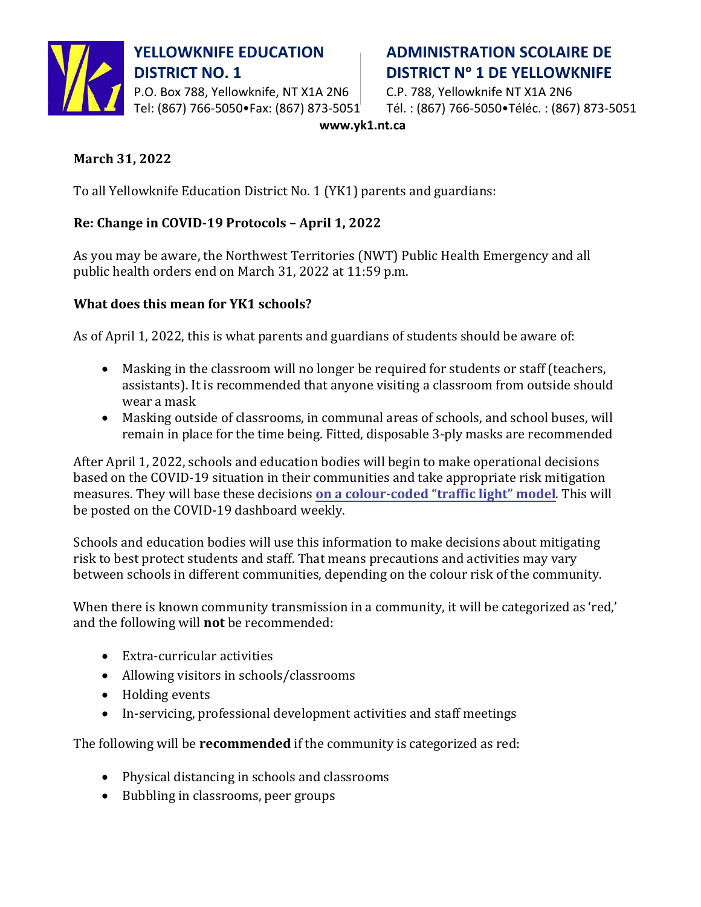**YELLOWKNIFE EDUCATION DISTRICT NO. 1**
P.O. Box 788, Yellowknife, NT X1A 2N6
Tel: (867) 766-5050•Fax: (867) 873-5051

**ADMINISTRATION SCOLAIRE DE DISTRICT Nº 1 DE YELLOWKNIFE**
C.P. 788, Yellowknife NT X1A 2N6
Tél. : (867) 766-5050•Téléc. : (867) 873-5051

**www.yk1.nt.ca**

**March 31, 2022**

To all Yellowknife Education District No. 1 (YK1) parents and guardians:

**Re: Change in COVID-19 Protocols – April 1, 2022**

As you may be aware, the Northwest Territories (NWT) Public Health Emergency and all public health orders end on March 31, 2022 at 11:59 p.m.

**What does this mean for YK1 schools?**

As of April 1, 2022, this is what parents and guardians of students should be aware of:

- Masking in the classroom will no longer be required for students or staff (teachers, assistants). It is recommended that anyone visiting a classroom from outside should wear a mask
- Masking outside of classrooms, in communal areas of schools, and school buses, will remain in place for the time being. Fitted, disposable 3-ply masks are recommended

After April 1, 2022, schools and education bodies will begin to make operational decisions based on the COVID-19 situation in their communities and take appropriate risk mitigation measures. They will base these decisions on a colour-coded "traffic light" model. This will be posted on the COVID-19 dashboard weekly.

Schools and education bodies will use this information to make decisions about mitigating risk to best protect students and staff. That means precautions and activities may vary between schools in different communities, depending on the colour risk of the community.

When there is known community transmission in a community, it will be categorized as 'red,' and the following will **not** be recommended:

- Extra-curricular activities
- Allowing visitors in schools/classrooms
- Holding events
- In-servicing, professional development activities and staff meetings

The following will be **recommended** if the community is categorized as red:

- Physical distancing in schools and classrooms
- Bubbling in classrooms, peer groups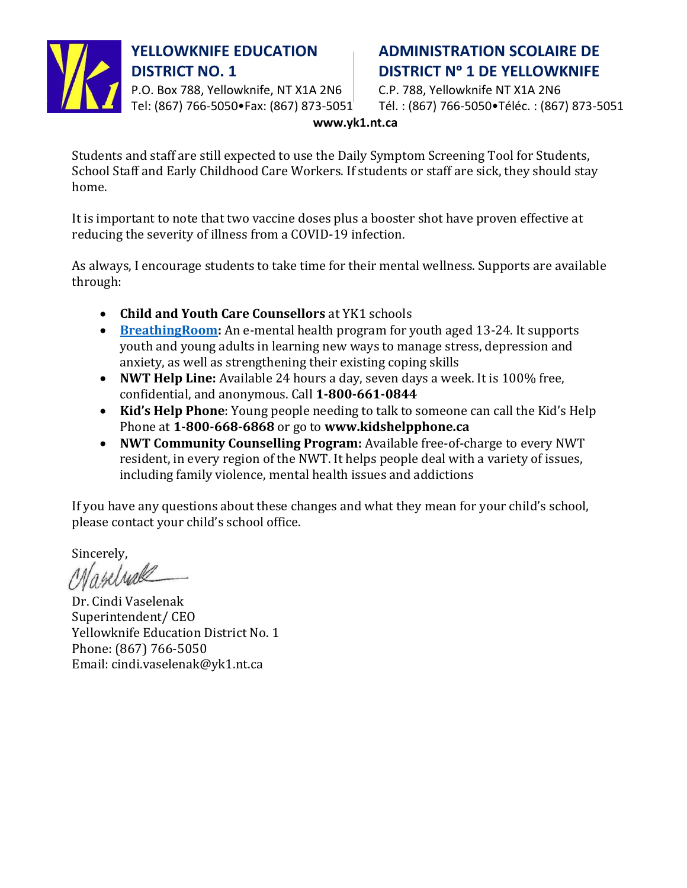# YELLOWKNIFE EDUCATION DISTRICT NO. 1

P.O. Box 788, Yellowknife, NT X1A 2N6
Tel: (867) 766-5050•Fax: (867) 873-5051

# ADMINISTRATION SCOLAIRE DE DISTRICT Nº 1 DE YELLOWKNIFE

C.P. 788, Yellowknife NT X1A 2N6
Tél. : (867) 766-5050•Téléc. : (867) 873-5051

**www.yk1.nt.ca**

Students and staff are still expected to use the Daily Symptom Screening Tool for Students, School Staff and Early Childhood Care Workers. If students or staff are sick, they should stay home.

It is important to note that two vaccine doses plus a booster shot have proven effective at reducing the severity of illness from a COVID-19 infection.

As always, I encourage students to take time for their mental wellness. Supports are available through:

- **Child and Youth Care Counsellors** at YK1 schools
- **BreathingRoom:** An e-mental health program for youth aged 13-24. It supports youth and young adults in learning new ways to manage stress, depression and anxiety, as well as strengthening their existing coping skills
- **NWT Help Line:** Available 24 hours a day, seven days a week. It is 100% free, confidential, and anonymous. Call **1-800-661-0844**
- **Kid's Help Phone**: Young people needing to talk to someone can call the Kid's Help Phone at **1-800-668-6868** or go to **www.kidshelpphone.ca**
- **NWT Community Counselling Program:** Available free-of-charge to every NWT resident, in every region of the NWT. It helps people deal with a variety of issues, including family violence, mental health issues and addictions

If you have any questions about these changes and what they mean for your child's school, please contact your child's school office.

Sincerely,

Dr. Cindi Vaselenak
Superintendent/ CEO
Yellowknife Education District No. 1
Phone: (867) 766-5050
Email: cindi.vaselenak@yk1.nt.ca